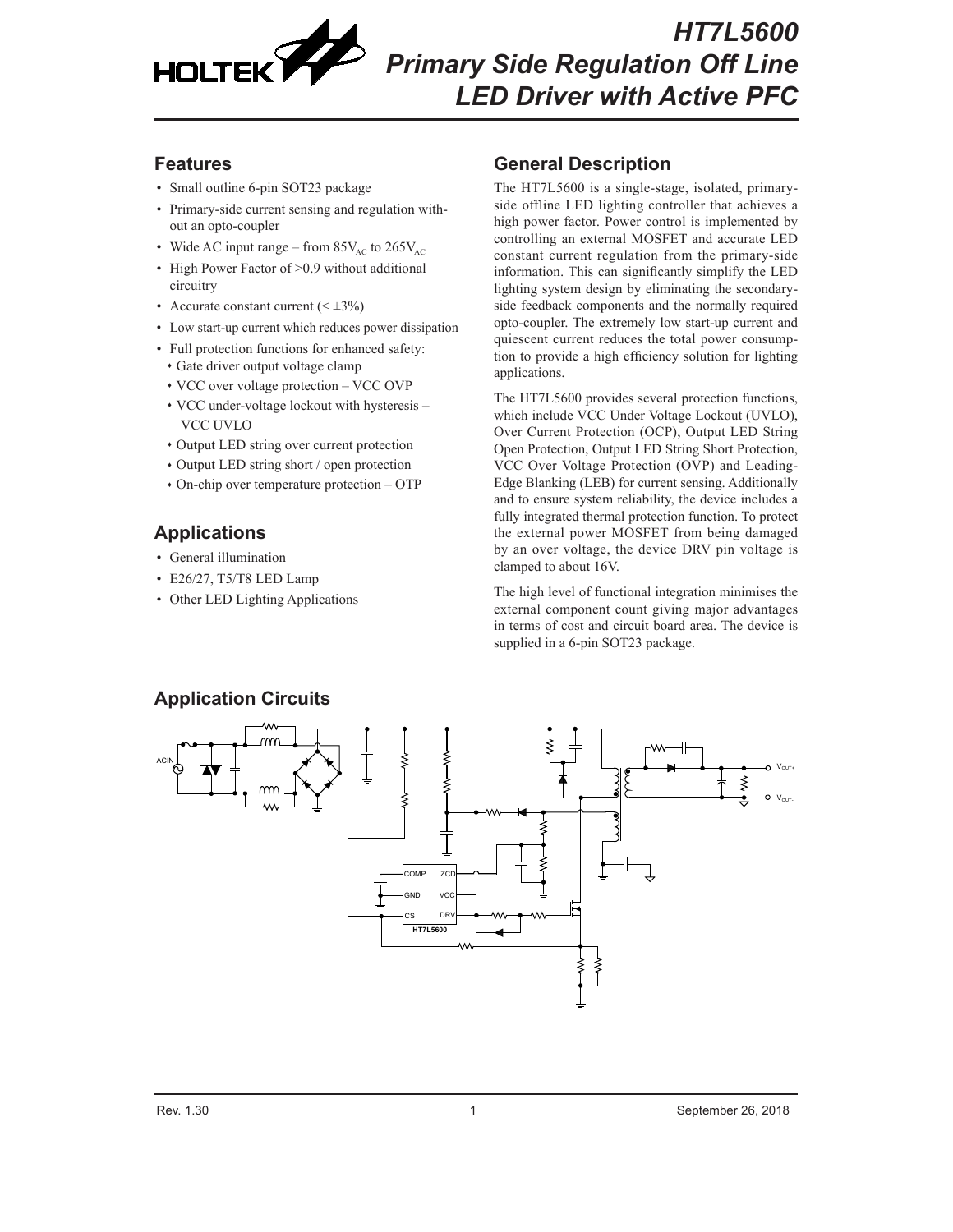# HT7L5600 Primary Side Regulation Off Line LED Driver with Active PFC

## Features

- Small outline 6-pin SOT23 package
- Primary-side current sensing and regulation without an opto-coupler
- Wide AC input range – from $85V_{AC}$ to $265V_{AC}$
- High Power Factor of >0.9 without additional circuitry
- Accurate constant current (< ±3%)
- Low start-up current which reduces power dissipation
- Full protection functions for enhanced safety:
  - Gate driver output voltage clamp
  - VCC over voltage protection – VCC OVP
  - VCC under-voltage lockout with hysteresis – VCC UVLO
  - Output LED string over current protection
  - Output LED string short / open protection
  - On-chip over temperature protection – OTP

## Applications

- General illumination
- E26/27, T5/T8 LED Lamp
- Other LED Lighting Applications

## General Description

The HT7L5600 is a single-stage, isolated, primary-side offline LED lighting controller that achieves a high power factor. Power control is implemented by controlling an external MOSFET and accurate LED constant current regulation from the primary-side information. This can significantly simplify the LED lighting system design by eliminating the secondary-side feedback components and the normally required opto-coupler. The extremely low start-up current and quiescent current reduces the total power consumption to provide a high efficiency solution for lighting applications.

The HT7L5600 provides several protection functions, which include VCC Under Voltage Lockout (UVLO), Over Current Protection (OCP), Output LED String Open Protection, Output LED String Short Protection, VCC Over Voltage Protection (OVP) and Leading-Edge Blanking (LEB) for current sensing. Additionally and to ensure system reliability, the device includes a fully integrated thermal protection function. To protect the external power MOSFET from being damaged by an over voltage, the device DRV pin voltage is clamped to about 16V.

The high level of functional integration minimises the external component count giving major advantages in terms of cost and circuit board area. The device is supplied in a 6-pin SOT23 package.

## Application Circuits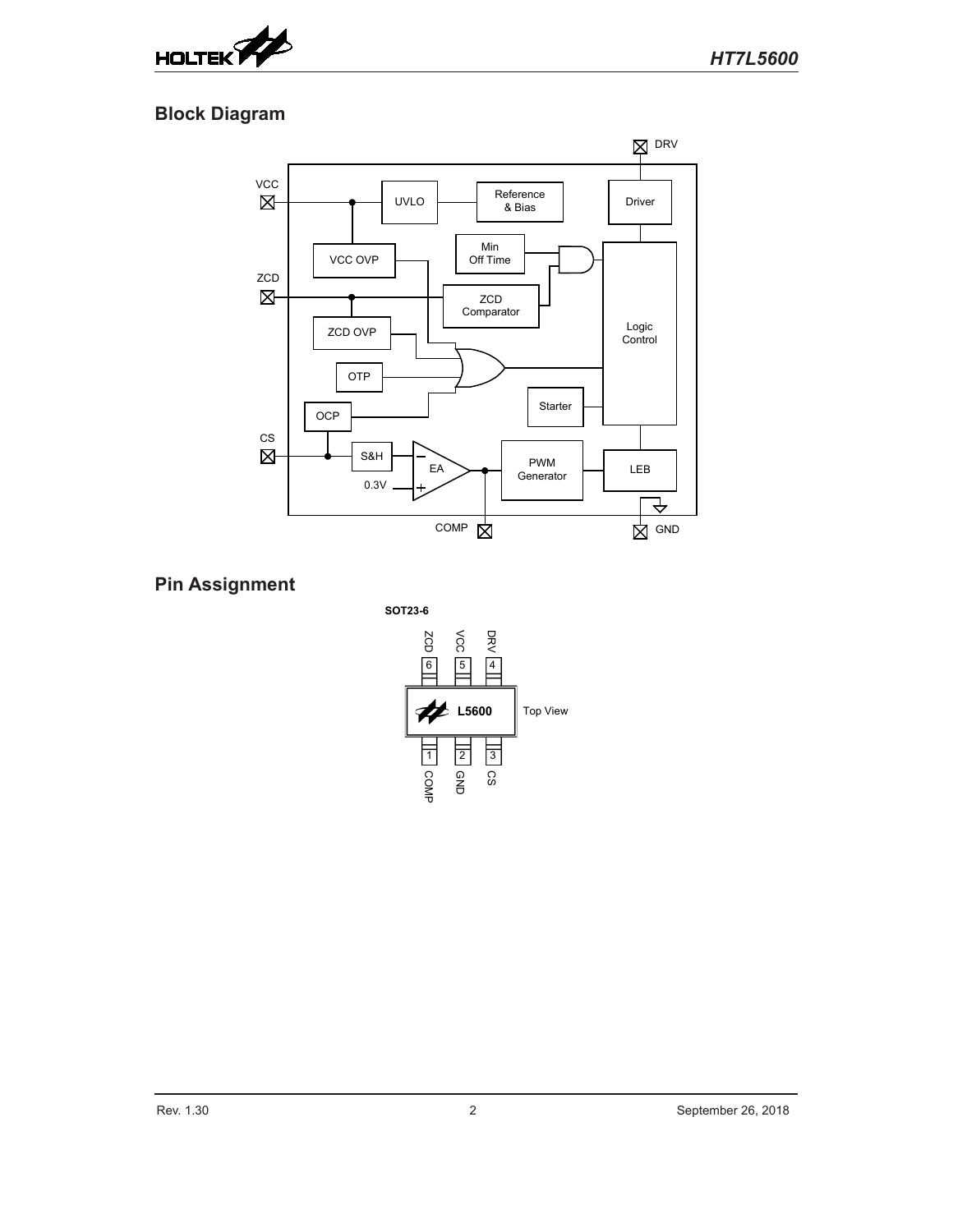## Block Diagram

## Pin Assignment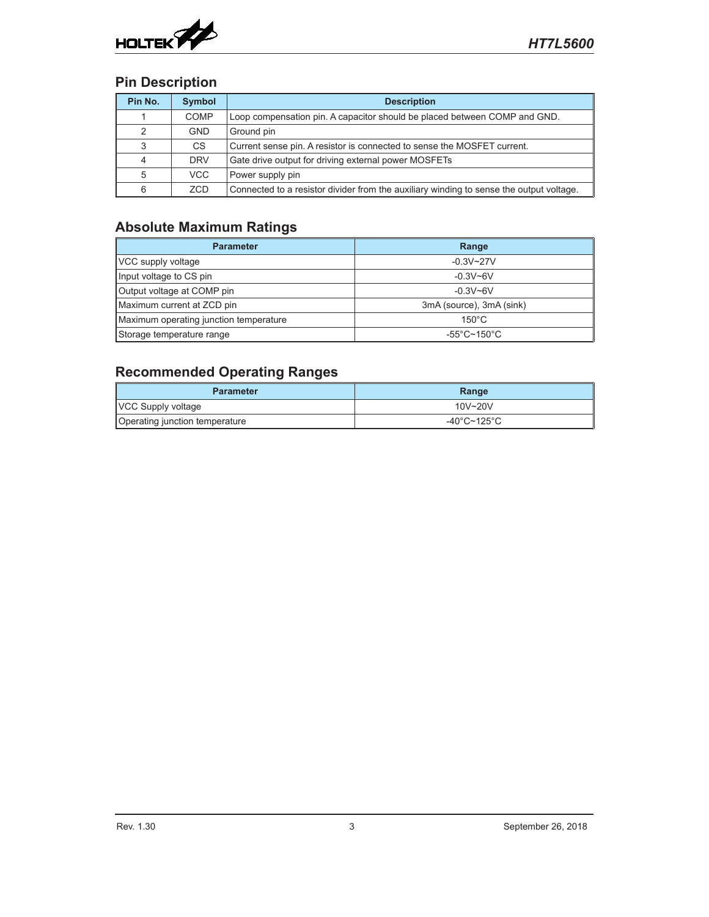## Pin Description

| Pin No. | Symbol | Description |
|---|---|---|
| 1 | COMP | Loop compensation pin. A capacitor should be placed between COMP and GND. |
| 2 | GND | Ground pin |
| 3 | CS | Current sense pin. A resistor is connected to sense the MOSFET current. |
| 4 | DRV | Gate drive output for driving external power MOSFETs |
| 5 | VCC | Power supply pin |
| 6 | ZCD | Connected to a resistor divider from the auxiliary winding to sense the output voltage. |

## Absolute Maximum Ratings

| Parameter | Range |
|---|---|
| VCC supply voltage | -0.3V~27V |
| Input voltage to CS pin | -0.3V~6V |
| Output voltage at COMP pin | -0.3V~6V |
| Maximum current at ZCD pin | 3mA (source), 3mA (sink) |
| Maximum operating junction temperature | 150°C |
| Storage temperature range | -55°C~150°C |

## Recommended Operating Ranges

| Parameter | Range |
|---|---|
| VCC Supply voltage | 10V~20V |
| Operating junction temperature | -40°C~125°C |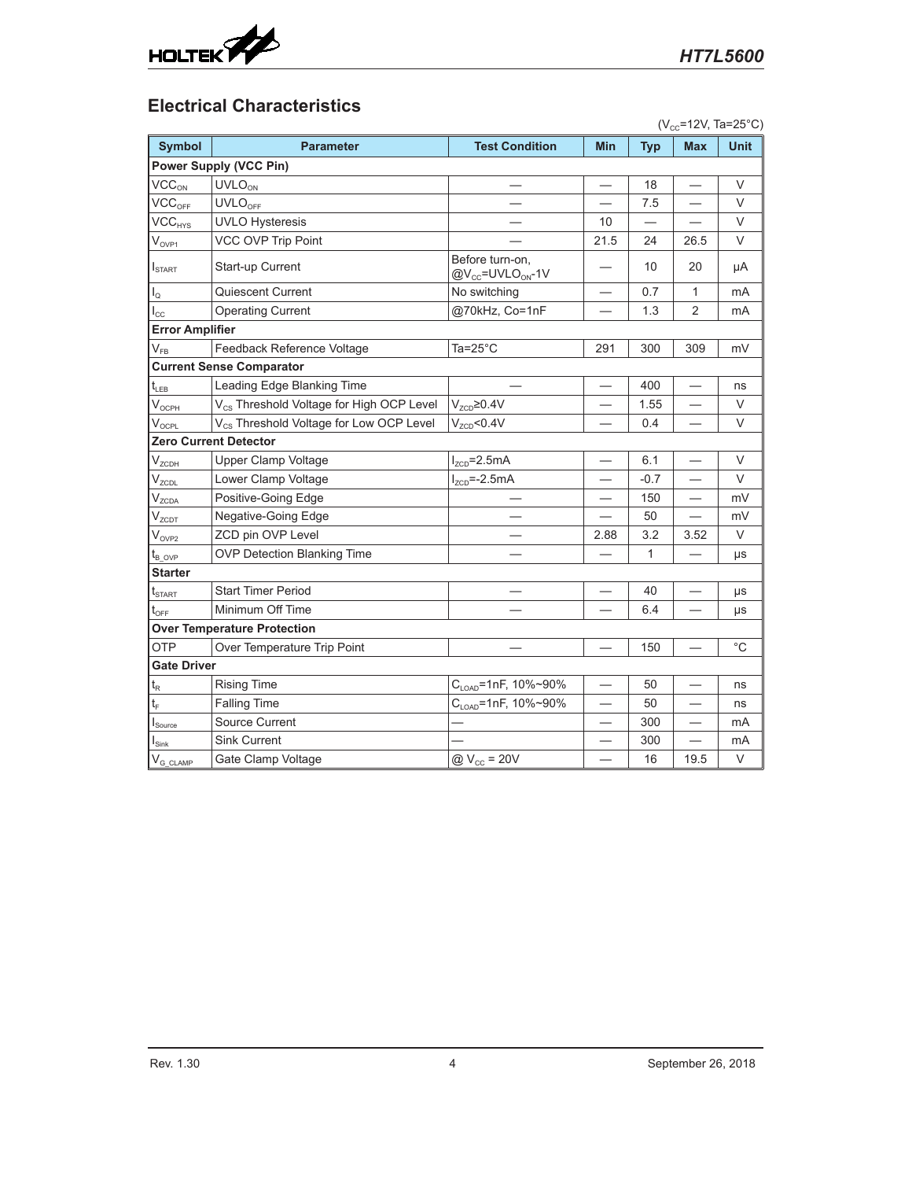## Electrical Characteristics

($V_{CC}$=12V, Ta=25°C)

| Symbol | Parameter | Test Condition | Min | Typ | Max | Unit |
|---|---|---|---|---|---|---|
| **Power Supply (VCC Pin)** | | | | | | |
| $VCC_{ON}$ | $UVLO_{ON}$ | — | — | 18 | — | V |
| $VCC_{OFF}$ | $UVLO_{OFF}$ | — | — | 7.5 | — | V |
| $VCC_{HYS}$ | UVLO Hysteresis | — | 10 | — | — | V |
| $V_{OVP1}$ | VCC OVP Trip Point | — | 21.5 | 24 | 26.5 | V |
| $I_{START}$ | Start-up Current | Before turn-on, @$V_{CC}$=$UVLO_{ON}$-1V | — | 10 | 20 | μA |
| $I_Q$ | Quiescent Current | No switching | — | 0.7 | 1 | mA |
| $I_{CC}$ | Operating Current | @70kHz, Co=1nF | — | 1.3 | 2 | mA |
| **Error Amplifier** | | | | | | |
| $V_{FB}$ | Feedback Reference Voltage | Ta=25°C | 291 | 300 | 309 | mV |
| **Current Sense Comparator** | | | | | | |
| $t_{LEB}$ | Leading Edge Blanking Time | — | — | 400 | — | ns |
| $V_{OCPH}$ | $V_{CS}$ Threshold Voltage for High OCP Level | $V_{ZCD}$≥0.4V | — | 1.55 | — | V |
| $V_{OCPL}$ | $V_{CS}$ Threshold Voltage for Low OCP Level | $V_{ZCD}$<0.4V | — | 0.4 | — | V |
| **Zero Current Detector** | | | | | | |
| $V_{ZCDH}$ | Upper Clamp Voltage | $I_{ZCD}$=2.5mA | — | 6.1 | — | V |
| $V_{ZCDL}$ | Lower Clamp Voltage | $I_{ZCD}$=-2.5mA | — | -0.7 | — | V |
| $V_{ZCDA}$ | Positive-Going Edge | — | — | 150 | — | mV |
| $V_{ZCDT}$ | Negative-Going Edge | — | — | 50 | — | mV |
| $V_{OVP2}$ | ZCD pin OVP Level | — | 2.88 | 3.2 | 3.52 | V |
| $t_{B\_OVP}$ | OVP Detection Blanking Time | — | — | 1 | — | μs |
| **Starter** | | | | | | |
| $t_{START}$ | Start Timer Period | — | — | 40 | — | μs |
| $t_{OFF}$ | Minimum Off Time | — | — | 6.4 | — | μs |
| **Over Temperature Protection** | | | | | | |
| OTP | Over Temperature Trip Point | — | — | 150 | — | °C |
| **Gate Driver** | | | | | | |
| $t_R$ | Rising Time | $C_{LOAD}$=1nF, 10%~90% | — | 50 | — | ns |
| $t_F$ | Falling Time | $C_{LOAD}$=1nF, 10%~90% | — | 50 | — | ns |
| $I_{Source}$ | Source Current | — | — | 300 | — | mA |
| $I_{Sink}$ | Sink Current | — | — | 300 | — | mA |
| $V_{G\_CLAMP}$ | Gate Clamp Voltage | @ $V_{CC}$ = 20V | — | 16 | 19.5 | V |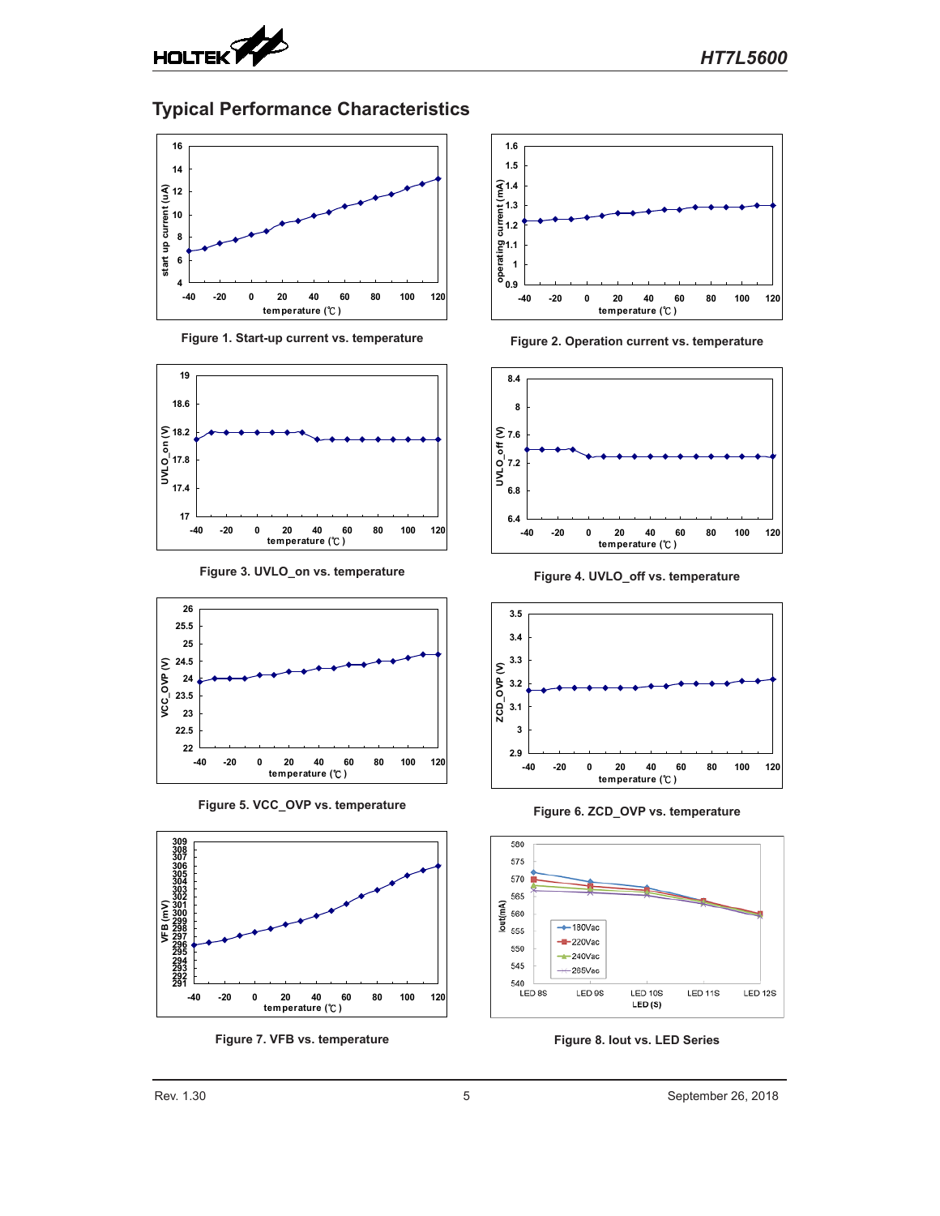## Typical Performance Characteristics

Figure 1. Start-up current vs. temperature

Figure 2. Operation current vs. temperature

Figure 3. UVLO_on vs. temperature

Figure 4. UVLO_off vs. temperature

Figure 5. VCC_OVP vs. temperature

Figure 6. ZCD_OVP vs. temperature

Figure 7. VFB vs. temperature

Figure 8. Iout vs. LED Series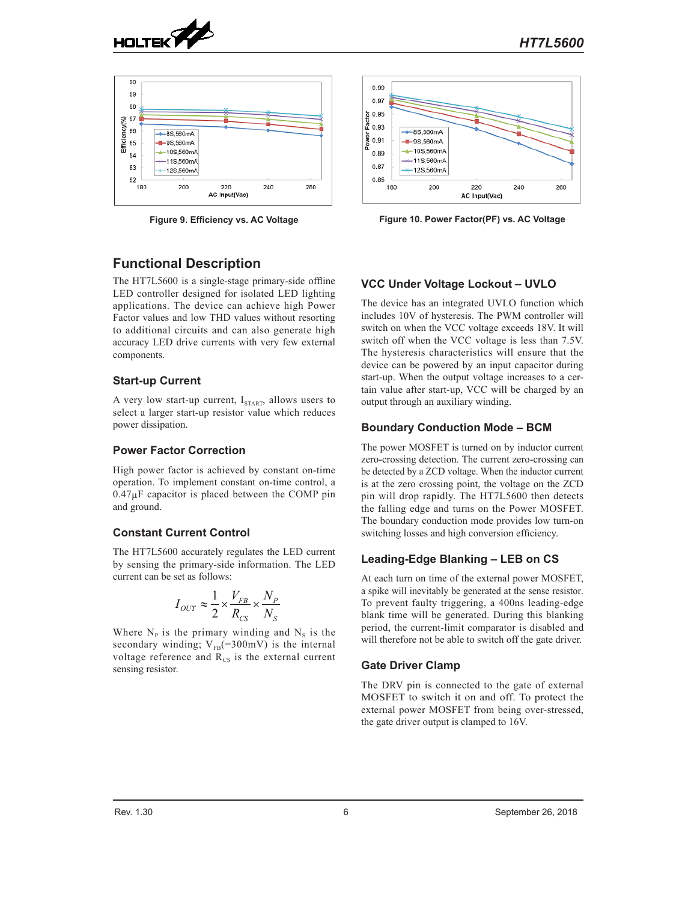Figure 9. Efficiency vs. AC Voltage

Figure 10. Power Factor(PF) vs. AC Voltage

## Functional Description

The HT7L5600 is a single-stage primary-side offline LED controller designed for isolated LED lighting applications. The device can achieve high Power Factor values and low THD values without resorting to additional circuits and can also generate high accuracy LED drive currents with very few external components.

### Start-up Current

A very low start-up current, $I_{START}$, allows users to select a larger start-up resistor value which reduces power dissipation.

### Power Factor Correction

High power factor is achieved by constant on-time operation. To implement constant on-time control, a 0.47μF capacitor is placed between the COMP pin and ground.

### Constant Current Control

The HT7L5600 accurately regulates the LED current by sensing the primary-side information. The LED current can be set as follows:

$$I_{OUT} \approx \frac{1}{2} \times \frac{V_{FB}}{R_{CS}} \times \frac{N_P}{N_S}$$

Where $N_P$ is the primary winding and $N_S$ is the secondary winding; $V_{FB}$(=300mV) is the internal voltage reference and $R_{CS}$ is the external current sensing resistor.

### VCC Under Voltage Lockout – UVLO

The device has an integrated UVLO function which includes 10V of hysteresis. The PWM controller will switch on when the VCC voltage exceeds 18V. It will switch off when the VCC voltage is less than 7.5V. The hysteresis characteristics will ensure that the device can be powered by an input capacitor during start-up. When the output voltage increases to a certain value after start-up, VCC will be charged by an output through an auxiliary winding.

### Boundary Conduction Mode – BCM

The power MOSFET is turned on by inductor current zero-crossing detection. The current zero-crossing can be detected by a ZCD voltage. When the inductor current is at the zero crossing point, the voltage on the ZCD pin will drop rapidly. The HT7L5600 then detects the falling edge and turns on the Power MOSFET. The boundary conduction mode provides low turn-on switching losses and high conversion efficiency.

### Leading-Edge Blanking – LEB on CS

At each turn on time of the external power MOSFET, a spike will inevitably be generated at the sense resistor. To prevent faulty triggering, a 400ns leading-edge blank time will be generated. During this blanking period, the current-limit comparator is disabled and will therefore not be able to switch off the gate driver.

### Gate Driver Clamp

The DRV pin is connected to the gate of external MOSFET to switch it on and off. To protect the external power MOSFET from being over-stressed, the gate driver output is clamped to 16V.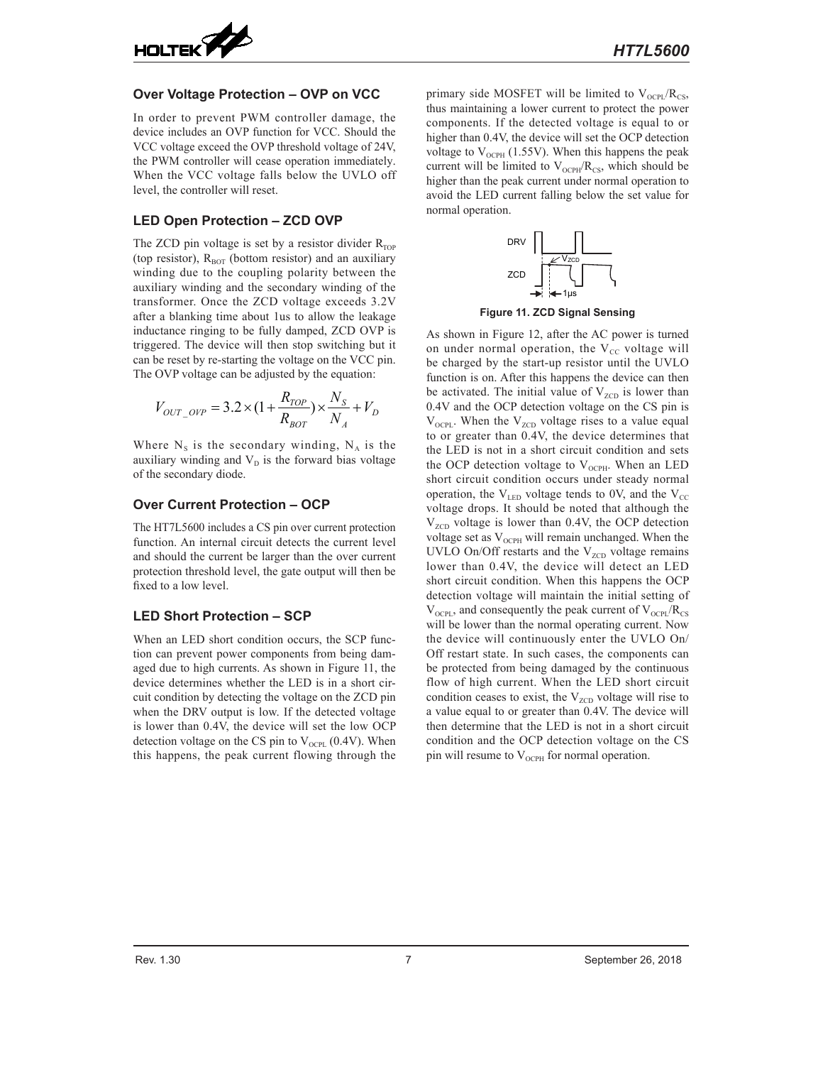## Over Voltage Protection – OVP on VCC

In order to prevent PWM controller damage, the device includes an OVP function for VCC. Should the VCC voltage exceed the OVP threshold voltage of 24V, the PWM controller will cease operation immediately. When the VCC voltage falls below the UVLO off level, the controller will reset.

## LED Open Protection – ZCD OVP

The ZCD pin voltage is set by a resistor divider $R_{TOP}$ (top resistor), $R_{BOT}$ (bottom resistor) and an auxiliary winding due to the coupling polarity between the auxiliary winding and the secondary winding of the transformer. Once the ZCD voltage exceeds 3.2V after a blanking time about 1us to allow the leakage inductance ringing to be fully damped, ZCD OVP is triggered. The device will then stop switching but it can be reset by re-starting the voltage on the VCC pin. The OVP voltage can be adjusted by the equation:

$$V_{OUT\_OVP} = 3.2 \times (1 + \frac{R_{TOP}}{R_{BOT}}) \times \frac{N_S}{N_A} + V_D$$

Where $N_S$ is the secondary winding, $N_A$ is the auxiliary winding and $V_D$ is the forward bias voltage of the secondary diode.

## Over Current Protection – OCP

The HT7L5600 includes a CS pin over current protection function. An internal circuit detects the current level and should the current be larger than the over current protection threshold level, the gate output will then be fixed to a low level.

## LED Short Protection – SCP

When an LED short condition occurs, the SCP function can prevent power components from being damaged due to high currents. As shown in Figure 11, the device determines whether the LED is in a short circuit condition by detecting the voltage on the ZCD pin when the DRV output is low. If the detected voltage is lower than 0.4V, the device will set the low OCP detection voltage on the CS pin to $V_{OCPL}$ (0.4V). When this happens, the peak current flowing through the primary side MOSFET will be limited to $V_{OCPL}/R_{CS}$, thus maintaining a lower current to protect the power components. If the detected voltage is equal to or higher than 0.4V, the device will set the OCP detection voltage to $V_{OCPH}$ (1.55V). When this happens the peak current will be limited to $V_{OCPH}/R_{CS}$, which should be higher than the peak current under normal operation to avoid the LED current falling below the set value for normal operation.

**Figure 11. ZCD Signal Sensing**

As shown in Figure 12, after the AC power is turned on under normal operation, the $V_{CC}$ voltage will be charged by the start-up resistor until the UVLO function is on. After this happens the device can then be activated. The initial value of $V_{ZCD}$ is lower than 0.4V and the OCP detection voltage on the CS pin is $V_{OCPL}$. When the $V_{ZCD}$ voltage rises to a value equal to or greater than 0.4V, the device determines that the LED is not in a short circuit condition and sets the OCP detection voltage to $V_{OCPH}$. When an LED short circuit condition occurs under steady normal operation, the $V_{LED}$ voltage tends to 0V, and the $V_{CC}$ voltage drops. It should be noted that although the $V_{ZCD}$ voltage is lower than 0.4V, the OCP detection voltage set as $V_{OCPH}$ will remain unchanged. When the UVLO On/Off restarts and the $V_{ZCD}$ voltage remains lower than 0.4V, the device will detect an LED short circuit condition. When this happens the OCP detection voltage will maintain the initial setting of $V_{OCPL}$, and consequently the peak current of $V_{OCPL}/R_{CS}$ will be lower than the normal operating current. Now the device will continuously enter the UVLO On/Off restart state. In such cases, the components can be protected from being damaged by the continuous flow of high current. When the LED short circuit condition ceases to exist, the $V_{ZCD}$ voltage will rise to a value equal to or greater than 0.4V. The device will then determine that the LED is not in a short circuit condition and the OCP detection voltage on the CS pin will resume to $V_{OCPH}$ for normal operation.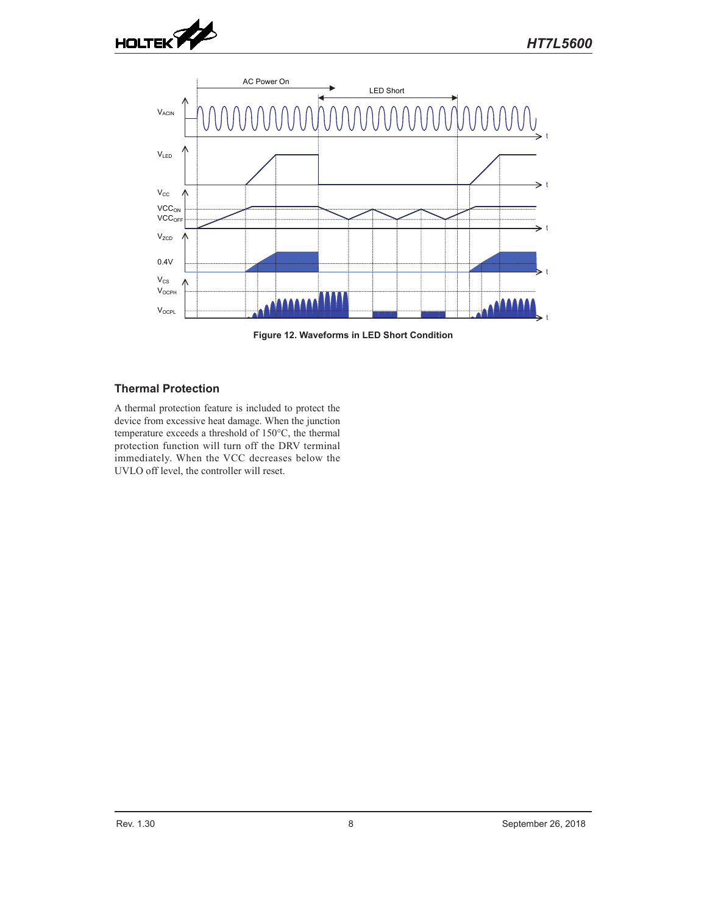Figure 12. Waveforms in LED Short Condition

## Thermal Protection

A thermal protection feature is included to protect the device from excessive heat damage. When the junction temperature exceeds a threshold of 150°C, the thermal protection function will turn off the DRV terminal immediately. When the VCC decreases below the UVLO off level, the controller will reset.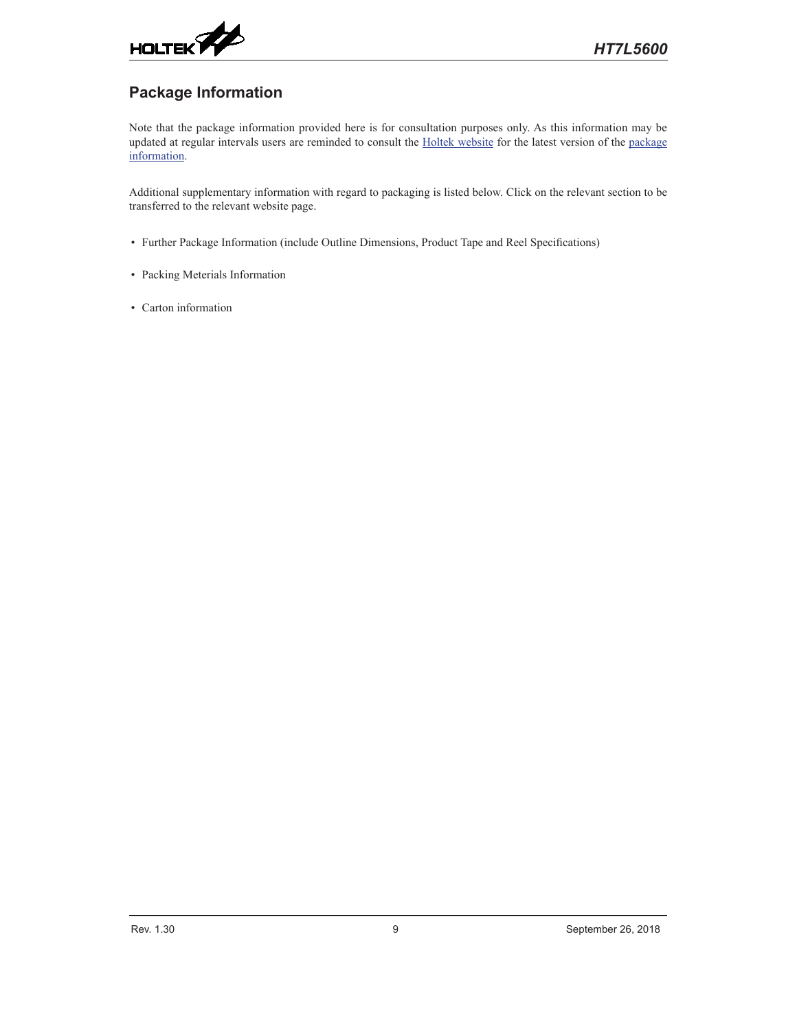## Package Information

Note that the package information provided here is for consultation purposes only. As this information may be updated at regular intervals users are reminded to consult the Holtek website for the latest version of the package information.

Additional supplementary information with regard to packaging is listed below. Click on the relevant section to be transferred to the relevant website page.

- Further Package Information (include Outline Dimensions, Product Tape and Reel Specifications)
- Packing Meterials Information
- Carton information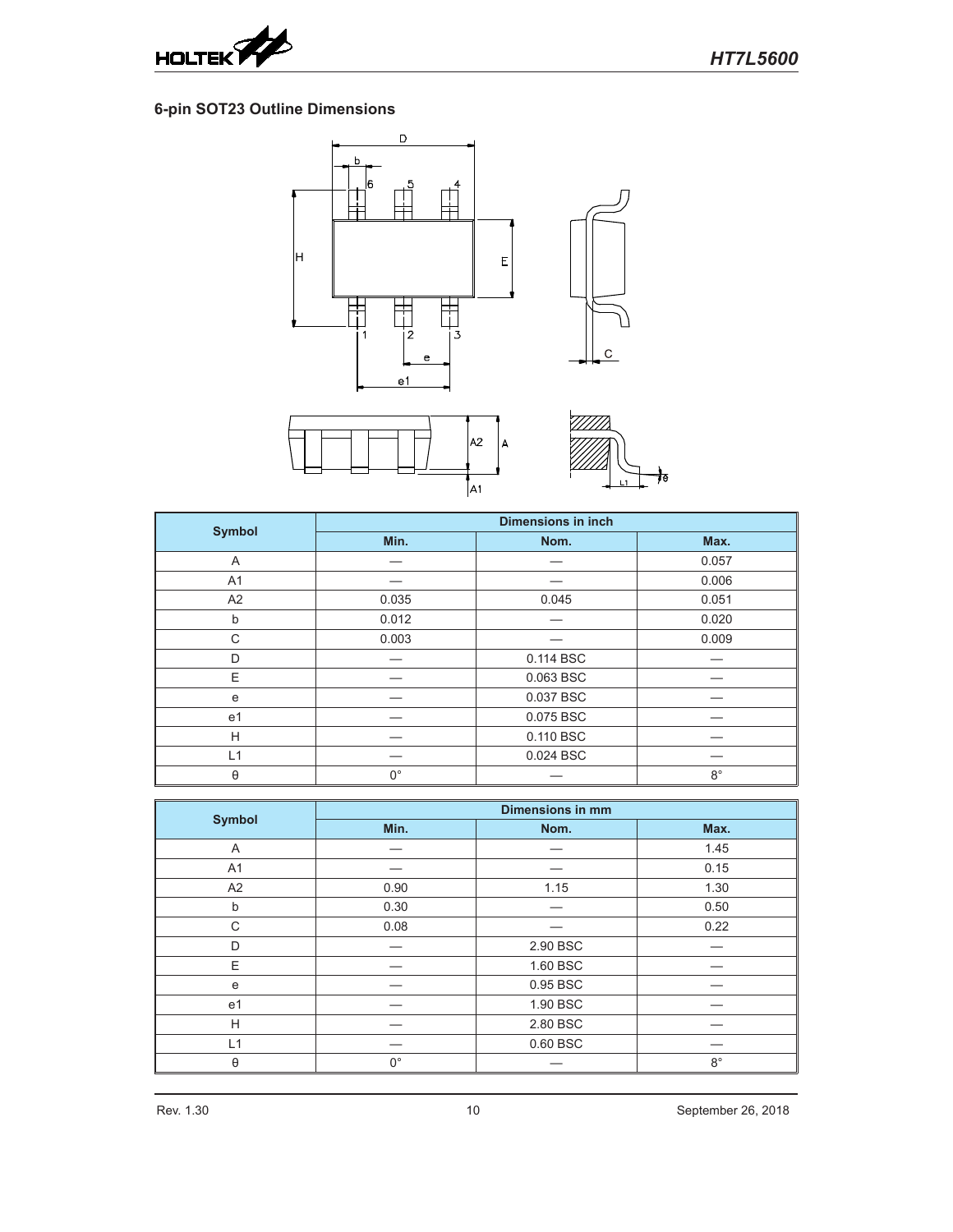## 6-pin SOT23 Outline Dimensions

| Symbol | Dimensions in inch | | |
|---|---|---|---|
| | Min. | Nom. | Max. |
| A | — | — | 0.057 |
| A1 | — | — | 0.006 |
| A2 | 0.035 | 0.045 | 0.051 |
| b | 0.012 | — | 0.020 |
| C | 0.003 | — | 0.009 |
| D | — | 0.114 BSC | — |
| E | — | 0.063 BSC | — |
| e | — | 0.037 BSC | — |
| e1 | — | 0.075 BSC | — |
| H | — | 0.110 BSC | — |
| L1 | — | 0.024 BSC | — |
| θ | 0° | — | 8° |

| Symbol | Dimensions in mm | | |
|---|---|---|---|
| | Min. | Nom. | Max. |
| A | — | — | 1.45 |
| A1 | — | — | 0.15 |
| A2 | 0.90 | 1.15 | 1.30 |
| b | 0.30 | — | 0.50 |
| C | 0.08 | — | 0.22 |
| D | — | 2.90 BSC | — |
| E | — | 1.60 BSC | — |
| e | — | 0.95 BSC | — |
| e1 | — | 1.90 BSC | — |
| H | — | 2.80 BSC | — |
| L1 | — | 0.60 BSC | — |
| θ | 0° | — | 8° |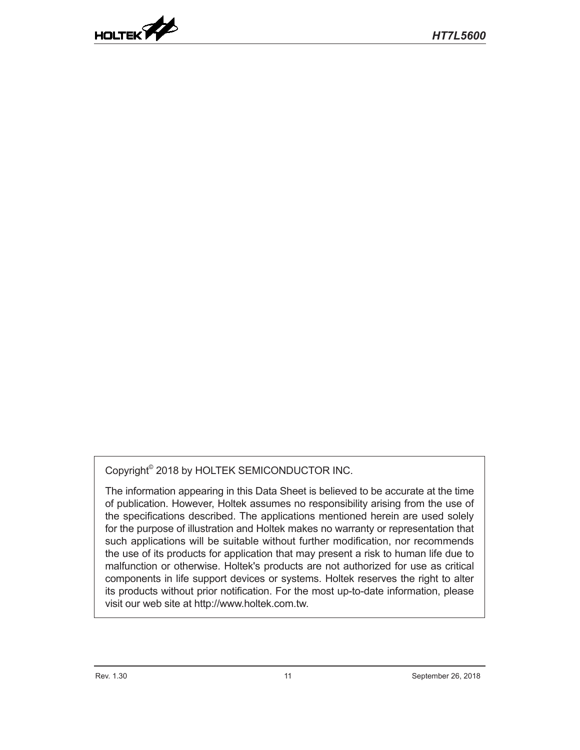Copyright© 2018 by HOLTEK SEMICONDUCTOR INC.

The information appearing in this Data Sheet is believed to be accurate at the time of publication. However, Holtek assumes no responsibility arising from the use of the specifications described. The applications mentioned herein are used solely for the purpose of illustration and Holtek makes no warranty or representation that such applications will be suitable without further modification, nor recommends the use of its products for application that may present a risk to human life due to malfunction or otherwise. Holtek's products are not authorized for use as critical components in life support devices or systems. Holtek reserves the right to alter its products without prior notification. For the most up-to-date information, please visit our web site at http://www.holtek.com.tw.